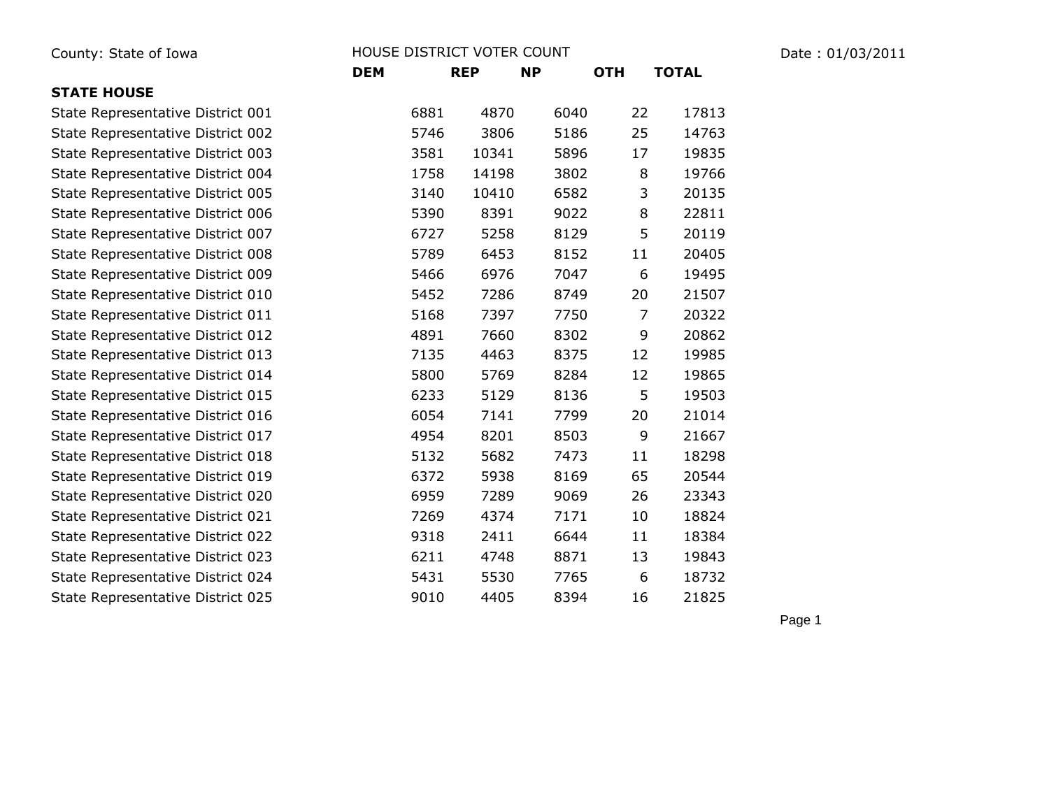County: State of Iowa

HOUSE DISTRICT VOTER COUNT

Date : 01/03/2011

| | DEM | REP | NP | OTH | TOTAL |
|---|---|---|---|---|---|
| **STATE HOUSE** | | | | | |
| State Representative District 001 | 6881 | 4870 | 6040 | 22 | 17813 |
| State Representative District 002 | 5746 | 3806 | 5186 | 25 | 14763 |
| State Representative District 003 | 3581 | 10341 | 5896 | 17 | 19835 |
| State Representative District 004 | 1758 | 14198 | 3802 | 8 | 19766 |
| State Representative District 005 | 3140 | 10410 | 6582 | 3 | 20135 |
| State Representative District 006 | 5390 | 8391 | 9022 | 8 | 22811 |
| State Representative District 007 | 6727 | 5258 | 8129 | 5 | 20119 |
| State Representative District 008 | 5789 | 6453 | 8152 | 11 | 20405 |
| State Representative District 009 | 5466 | 6976 | 7047 | 6 | 19495 |
| State Representative District 010 | 5452 | 7286 | 8749 | 20 | 21507 |
| State Representative District 011 | 5168 | 7397 | 7750 | 7 | 20322 |
| State Representative District 012 | 4891 | 7660 | 8302 | 9 | 20862 |
| State Representative District 013 | 7135 | 4463 | 8375 | 12 | 19985 |
| State Representative District 014 | 5800 | 5769 | 8284 | 12 | 19865 |
| State Representative District 015 | 6233 | 5129 | 8136 | 5 | 19503 |
| State Representative District 016 | 6054 | 7141 | 7799 | 20 | 21014 |
| State Representative District 017 | 4954 | 8201 | 8503 | 9 | 21667 |
| State Representative District 018 | 5132 | 5682 | 7473 | 11 | 18298 |
| State Representative District 019 | 6372 | 5938 | 8169 | 65 | 20544 |
| State Representative District 020 | 6959 | 7289 | 9069 | 26 | 23343 |
| State Representative District 021 | 7269 | 4374 | 7171 | 10 | 18824 |
| State Representative District 022 | 9318 | 2411 | 6644 | 11 | 18384 |
| State Representative District 023 | 6211 | 4748 | 8871 | 13 | 19843 |
| State Representative District 024 | 5431 | 5530 | 7765 | 6 | 18732 |
| State Representative District 025 | 9010 | 4405 | 8394 | 16 | 21825 |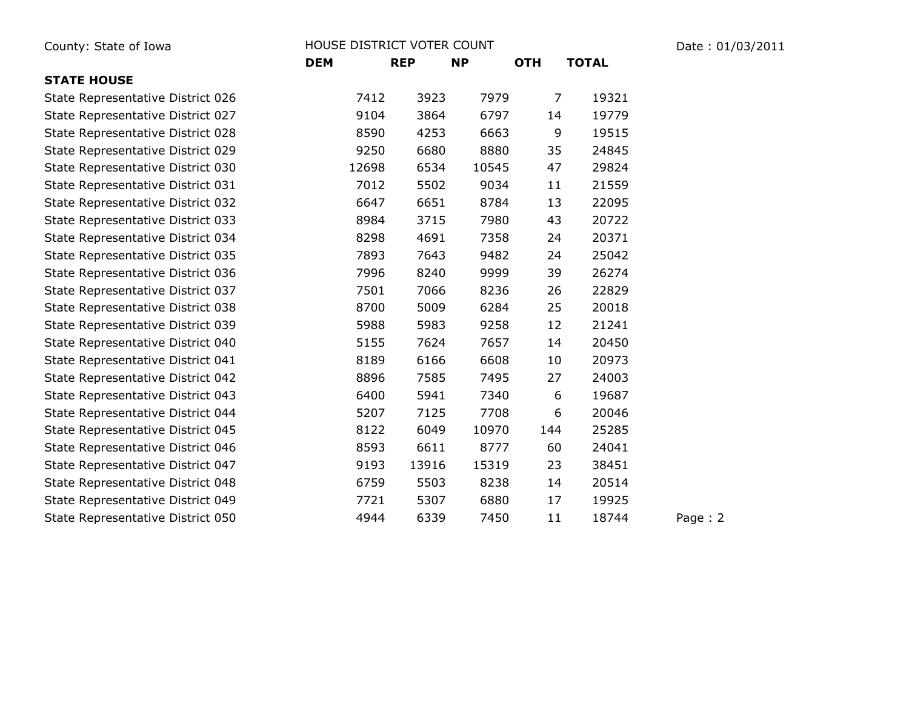County: State of Iowa

HOUSE DISTRICT VOTER COUNT

Date : 01/03/2011

| | DEM | REP | NP | OTH | TOTAL |
|---|---|---|---|---|---|
| **STATE HOUSE** | | | | | |
| State Representative District 026 | 7412 | 3923 | 7979 | 7 | 19321 |
| State Representative District 027 | 9104 | 3864 | 6797 | 14 | 19779 |
| State Representative District 028 | 8590 | 4253 | 6663 | 9 | 19515 |
| State Representative District 029 | 9250 | 6680 | 8880 | 35 | 24845 |
| State Representative District 030 | 12698 | 6534 | 10545 | 47 | 29824 |
| State Representative District 031 | 7012 | 5502 | 9034 | 11 | 21559 |
| State Representative District 032 | 6647 | 6651 | 8784 | 13 | 22095 |
| State Representative District 033 | 8984 | 3715 | 7980 | 43 | 20722 |
| State Representative District 034 | 8298 | 4691 | 7358 | 24 | 20371 |
| State Representative District 035 | 7893 | 7643 | 9482 | 24 | 25042 |
| State Representative District 036 | 7996 | 8240 | 9999 | 39 | 26274 |
| State Representative District 037 | 7501 | 7066 | 8236 | 26 | 22829 |
| State Representative District 038 | 8700 | 5009 | 6284 | 25 | 20018 |
| State Representative District 039 | 5988 | 5983 | 9258 | 12 | 21241 |
| State Representative District 040 | 5155 | 7624 | 7657 | 14 | 20450 |
| State Representative District 041 | 8189 | 6166 | 6608 | 10 | 20973 |
| State Representative District 042 | 8896 | 7585 | 7495 | 27 | 24003 |
| State Representative District 043 | 6400 | 5941 | 7340 | 6 | 19687 |
| State Representative District 044 | 5207 | 7125 | 7708 | 6 | 20046 |
| State Representative District 045 | 8122 | 6049 | 10970 | 144 | 25285 |
| State Representative District 046 | 8593 | 6611 | 8777 | 60 | 24041 |
| State Representative District 047 | 9193 | 13916 | 15319 | 23 | 38451 |
| State Representative District 048 | 6759 | 5503 | 8238 | 14 | 20514 |
| State Representative District 049 | 7721 | 5307 | 6880 | 17 | 19925 |
| State Representative District 050 | 4944 | 6339 | 7450 | 11 | 18744 |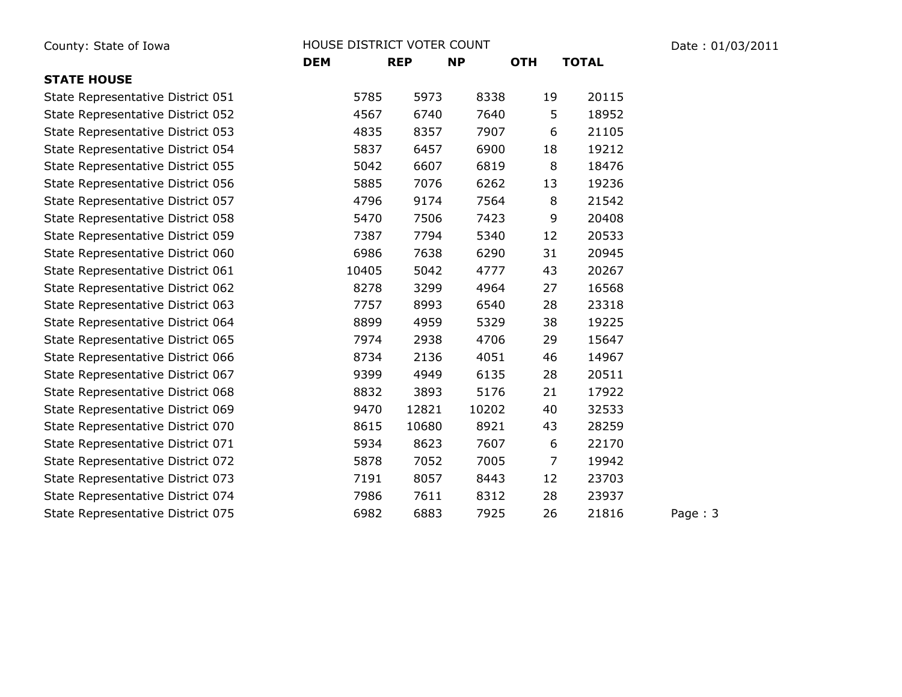County: State of Iowa

HOUSE DISTRICT VOTER COUNT

Date : 01/03/2011

| | DEM | REP | NP | OTH | TOTAL |
|---|---|---|---|---|---|
| **STATE HOUSE** | | | | | |
| State Representative District 051 | 5785 | 5973 | 8338 | 19 | 20115 |
| State Representative District 052 | 4567 | 6740 | 7640 | 5 | 18952 |
| State Representative District 053 | 4835 | 8357 | 7907 | 6 | 21105 |
| State Representative District 054 | 5837 | 6457 | 6900 | 18 | 19212 |
| State Representative District 055 | 5042 | 6607 | 6819 | 8 | 18476 |
| State Representative District 056 | 5885 | 7076 | 6262 | 13 | 19236 |
| State Representative District 057 | 4796 | 9174 | 7564 | 8 | 21542 |
| State Representative District 058 | 5470 | 7506 | 7423 | 9 | 20408 |
| State Representative District 059 | 7387 | 7794 | 5340 | 12 | 20533 |
| State Representative District 060 | 6986 | 7638 | 6290 | 31 | 20945 |
| State Representative District 061 | 10405 | 5042 | 4777 | 43 | 20267 |
| State Representative District 062 | 8278 | 3299 | 4964 | 27 | 16568 |
| State Representative District 063 | 7757 | 8993 | 6540 | 28 | 23318 |
| State Representative District 064 | 8899 | 4959 | 5329 | 38 | 19225 |
| State Representative District 065 | 7974 | 2938 | 4706 | 29 | 15647 |
| State Representative District 066 | 8734 | 2136 | 4051 | 46 | 14967 |
| State Representative District 067 | 9399 | 4949 | 6135 | 28 | 20511 |
| State Representative District 068 | 8832 | 3893 | 5176 | 21 | 17922 |
| State Representative District 069 | 9470 | 12821 | 10202 | 40 | 32533 |
| State Representative District 070 | 8615 | 10680 | 8921 | 43 | 28259 |
| State Representative District 071 | 5934 | 8623 | 7607 | 6 | 22170 |
| State Representative District 072 | 5878 | 7052 | 7005 | 7 | 19942 |
| State Representative District 073 | 7191 | 8057 | 8443 | 12 | 23703 |
| State Representative District 074 | 7986 | 7611 | 8312 | 28 | 23937 |
| State Representative District 075 | 6982 | 6883 | 7925 | 26 | 21816 |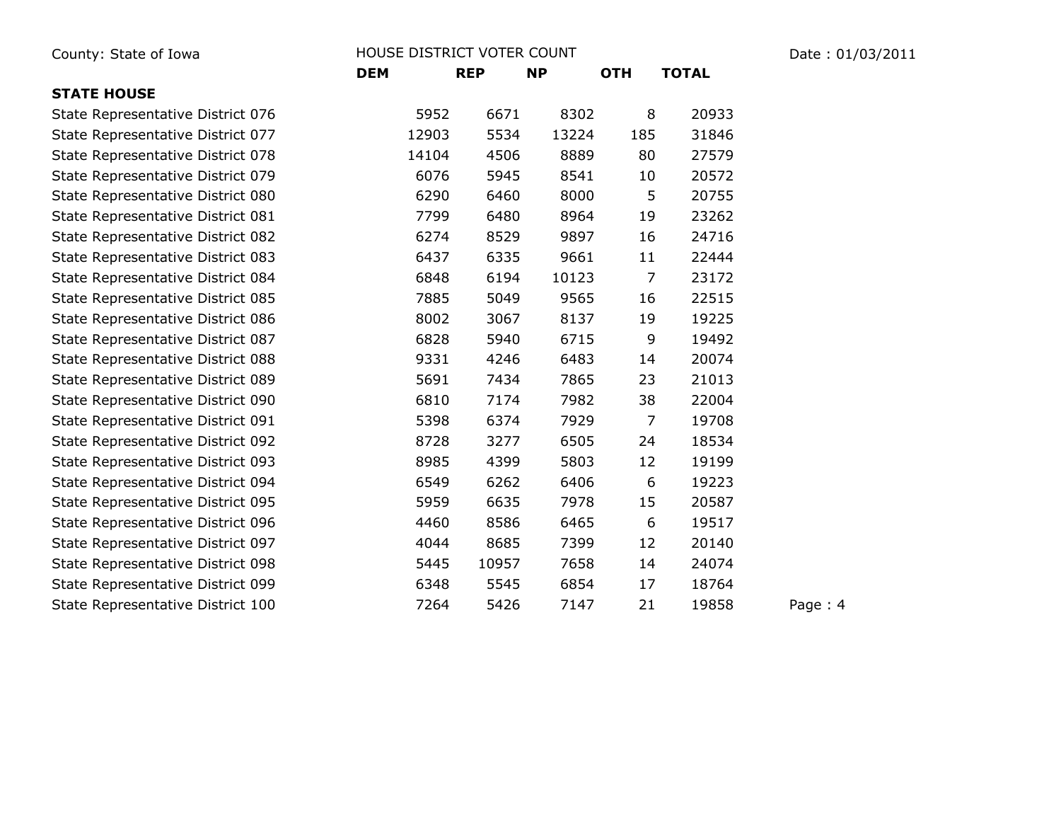County: State of Iowa

HOUSE DISTRICT VOTER COUNT

Date : 01/03/2011

| | DEM | REP | NP | OTH | TOTAL |
|---|---|---|---|---|---|
| **STATE HOUSE** | | | | | |
| State Representative District 076 | 5952 | 6671 | 8302 | 8 | 20933 |
| State Representative District 077 | 12903 | 5534 | 13224 | 185 | 31846 |
| State Representative District 078 | 14104 | 4506 | 8889 | 80 | 27579 |
| State Representative District 079 | 6076 | 5945 | 8541 | 10 | 20572 |
| State Representative District 080 | 6290 | 6460 | 8000 | 5 | 20755 |
| State Representative District 081 | 7799 | 6480 | 8964 | 19 | 23262 |
| State Representative District 082 | 6274 | 8529 | 9897 | 16 | 24716 |
| State Representative District 083 | 6437 | 6335 | 9661 | 11 | 22444 |
| State Representative District 084 | 6848 | 6194 | 10123 | 7 | 23172 |
| State Representative District 085 | 7885 | 5049 | 9565 | 16 | 22515 |
| State Representative District 086 | 8002 | 3067 | 8137 | 19 | 19225 |
| State Representative District 087 | 6828 | 5940 | 6715 | 9 | 19492 |
| State Representative District 088 | 9331 | 4246 | 6483 | 14 | 20074 |
| State Representative District 089 | 5691 | 7434 | 7865 | 23 | 21013 |
| State Representative District 090 | 6810 | 7174 | 7982 | 38 | 22004 |
| State Representative District 091 | 5398 | 6374 | 7929 | 7 | 19708 |
| State Representative District 092 | 8728 | 3277 | 6505 | 24 | 18534 |
| State Representative District 093 | 8985 | 4399 | 5803 | 12 | 19199 |
| State Representative District 094 | 6549 | 6262 | 6406 | 6 | 19223 |
| State Representative District 095 | 5959 | 6635 | 7978 | 15 | 20587 |
| State Representative District 096 | 4460 | 8586 | 6465 | 6 | 19517 |
| State Representative District 097 | 4044 | 8685 | 7399 | 12 | 20140 |
| State Representative District 098 | 5445 | 10957 | 7658 | 14 | 24074 |
| State Representative District 099 | 6348 | 5545 | 6854 | 17 | 18764 |
| State Representative District 100 | 7264 | 5426 | 7147 | 21 | 19858 |